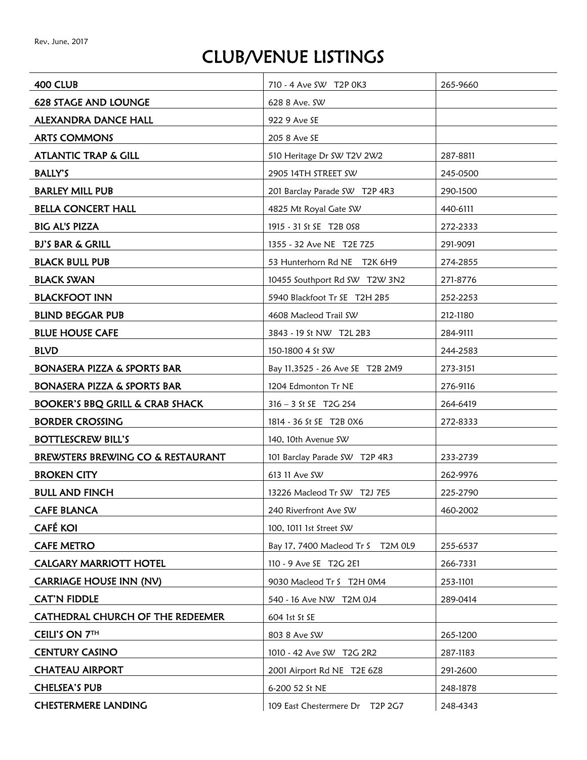Rev. June, 2017

# CLUB/VENUE LISTINGS

| | | |
|---|---|---|
| 400 CLUB | 710 - 4 Ave SW T2P 0K3 | 265-9660 |
| 628 STAGE AND LOUNGE | 628 8 Ave. SW | |
| ALEXANDRA DANCE HALL | 922 9 Ave SE | |
| ARTS COMMONS | 205 8 Ave SE | |
| ATLANTIC TRAP & GILL | 510 Heritage Dr SW T2V 2W2 | 287-8811 |
| BALLY'S | 2905 14TH STREET SW | 245-0500 |
| BARLEY MILL PUB | 201 Barclay Parade SW T2P 4R3 | 290-1500 |
| BELLA CONCERT HALL | 4825 Mt Royal Gate SW | 440-6111 |
| BIG AL'S PIZZA | 1915 - 31 St SE T2B 0S8 | 272-2333 |
| BJ'S BAR & GRILL | 1355 - 32 Ave NE T2E 7Z5 | 291-9091 |
| BLACK BULL PUB | 53 Hunterhorn Rd NE T2K 6H9 | 274-2855 |
| BLACK SWAN | 10455 Southport Rd SW T2W 3N2 | 271-8776 |
| BLACKFOOT INN | 5940 Blackfoot Tr SE T2H 2B5 | 252-2253 |
| BLIND BEGGAR PUB | 4608 Macleod Trail SW | 212-1180 |
| BLUE HOUSE CAFE | 3843 - 19 St NW T2L 2B3 | 284-9111 |
| BLVD | 150-1800 4 St SW | 244-2583 |
| BONASERA PIZZA & SPORTS BAR | Bay 11,3525 - 26 Ave SE T2B 2M9 | 273-3151 |
| BONASERA PIZZA & SPORTS BAR | 1204 Edmonton Tr NE | 276-9116 |
| BOOKER'S BBQ GRILL & CRAB SHACK | 316 – 3 St SE T2G 2S4 | 264-6419 |
| BORDER CROSSING | 1814 - 36 St SE T2B 0X6 | 272-8333 |
| BOTTLESCREW BILL'S | 140, 10th Avenue SW | |
| BREWSTERS BREWING CO & RESTAURANT | 101 Barclay Parade SW T2P 4R3 | 233-2739 |
| BROKEN CITY | 613 11 Ave SW | 262-9976 |
| BULL AND FINCH | 13226 Macleod Tr SW T2J 7E5 | 225-2790 |
| CAFE BLANCA | 240 Riverfront Ave SW | 460-2002 |
| CAFÉ KOI | 100, 1011 1st Street SW | |
| CAFE METRO | Bay 17, 7400 Macleod Tr S T2M 0L9 | 255-6537 |
| CALGARY MARRIOTT HOTEL | 110 - 9 Ave SE T2G 2E1 | 266-7331 |
| CARRIAGE HOUSE INN (NV) | 9030 Macleod Tr S T2H 0M4 | 253-1101 |
| CAT'N FIDDLE | 540 - 16 Ave NW T2M 0J4 | 289-0414 |
| CATHEDRAL CHURCH OF THE REDEEMER | 604 1st St SE | |
| CEILI'S ON 7TH | 803 8 Ave SW | 265-1200 |
| CENTURY CASINO | 1010 - 42 Ave SW T2G 2R2 | 287-1183 |
| CHATEAU AIRPORT | 2001 Airport Rd NE T2E 6Z8 | 291-2600 |
| CHELSEA'S PUB | 6-200 52 St NE | 248-1878 |
| CHESTERMERE LANDING | 109 East Chestermere Dr T2P 2G7 | 248-4343 |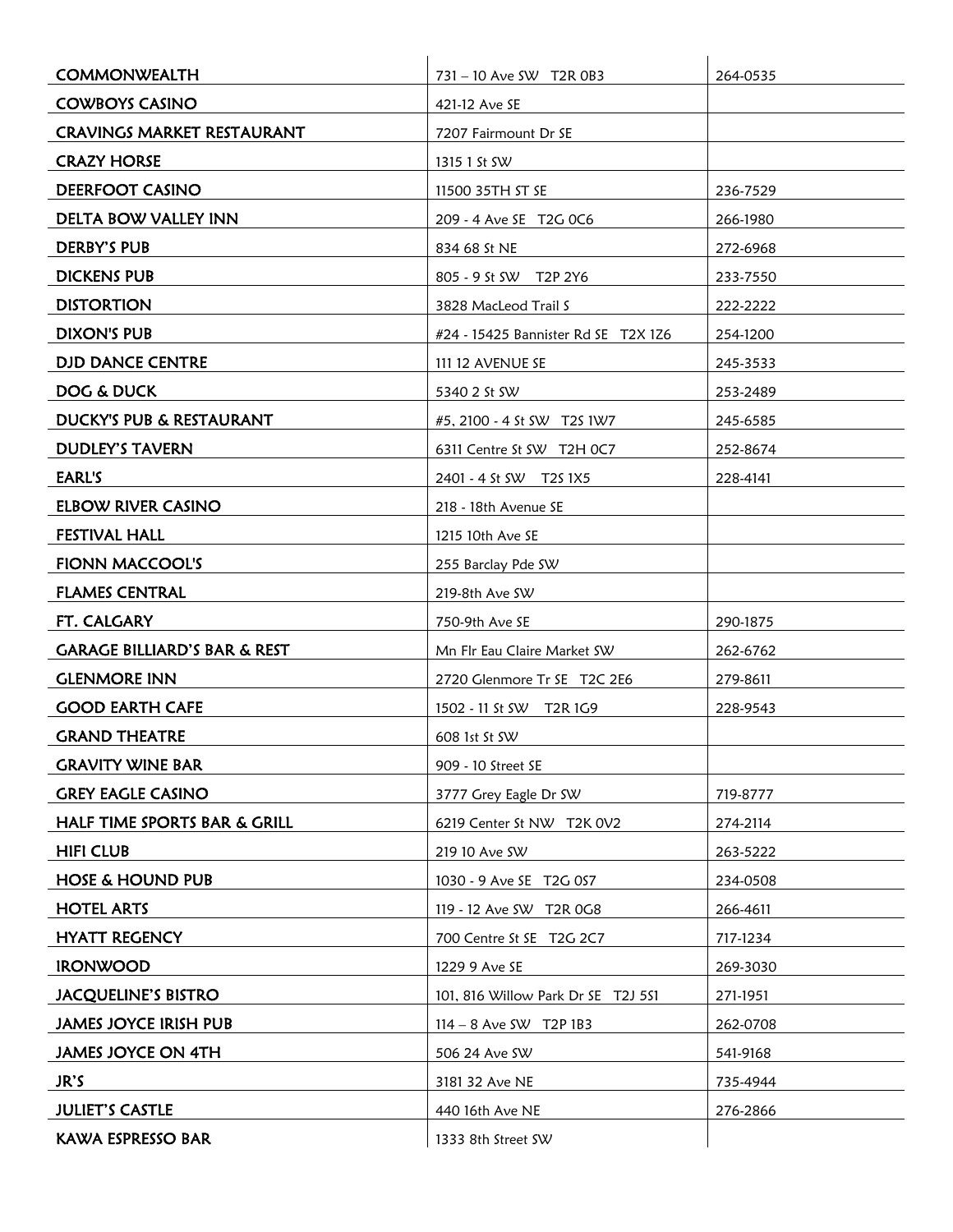| | | |
|---|---|---|
| COMMONWEALTH | 731 – 10 Ave SW T2R 0B3 | 264-0535 |
| COWBOYS CASINO | 421-12 Ave SE | |
| CRAVINGS MARKET RESTAURANT | 7207 Fairmount Dr SE | |
| CRAZY HORSE | 1315 1 St SW | |
| DEERFOOT CASINO | 11500 35TH ST SE | 236-7529 |
| DELTA BOW VALLEY INN | 209 - 4 Ave SE T2G 0C6 | 266-1980 |
| DERBY'S PUB | 834 68 St NE | 272-6968 |
| DICKENS PUB | 805 - 9 St SW T2P 2Y6 | 233-7550 |
| DISTORTION | 3828 MacLeod Trail S | 222-2222 |
| DIXON'S PUB | #24 - 15425 Bannister Rd SE T2X 1Z6 | 254-1200 |
| DJD DANCE CENTRE | 111 12 AVENUE SE | 245-3533 |
| DOG & DUCK | 5340 2 St SW | 253-2489 |
| DUCKY'S PUB & RESTAURANT | #5, 2100 - 4 St SW T2S 1W7 | 245-6585 |
| DUDLEY'S TAVERN | 6311 Centre St SW T2H 0C7 | 252-8674 |
| EARL'S | 2401 - 4 St SW T2S 1X5 | 228-4141 |
| ELBOW RIVER CASINO | 218 - 18th Avenue SE | |
| FESTIVAL HALL | 1215 10th Ave SE | |
| FIONN MACCOOL'S | 255 Barclay Pde SW | |
| FLAMES CENTRAL | 219-8th Ave SW | |
| FT. CALGARY | 750-9th Ave SE | 290-1875 |
| GARAGE BILLIARD'S BAR & REST | Mn Flr Eau Claire Market SW | 262-6762 |
| GLENMORE INN | 2720 Glenmore Tr SE T2C 2E6 | 279-8611 |
| GOOD EARTH CAFE | 1502 - 11 St SW T2R 1G9 | 228-9543 |
| GRAND THEATRE | 608 1st St SW | |
| GRAVITY WINE BAR | 909 - 10 Street SE | |
| GREY EAGLE CASINO | 3777 Grey Eagle Dr SW | 719-8777 |
| HALF TIME SPORTS BAR & GRILL | 6219 Center St NW T2K 0V2 | 274-2114 |
| HIFI CLUB | 219 10 Ave SW | 263-5222 |
| HOSE & HOUND PUB | 1030 - 9 Ave SE T2G 0S7 | 234-0508 |
| HOTEL ARTS | 119 - 12 Ave SW T2R 0G8 | 266-4611 |
| HYATT REGENCY | 700 Centre St SE T2G 2C7 | 717-1234 |
| IRONWOOD | 1229 9 Ave SE | 269-3030 |
| JACQUELINE'S BISTRO | 101, 816 Willow Park Dr SE T2J 5S1 | 271-1951 |
| JAMES JOYCE IRISH PUB | 114 – 8 Ave SW T2P 1B3 | 262-0708 |
| JAMES JOYCE ON 4TH | 506 24 Ave SW | 541-9168 |
| JR'S | 3181 32 Ave NE | 735-4944 |
| JULIET'S CASTLE | 440 16th Ave NE | 276-2866 |
| KAWA ESPRESSO BAR | 1333 8th Street SW | |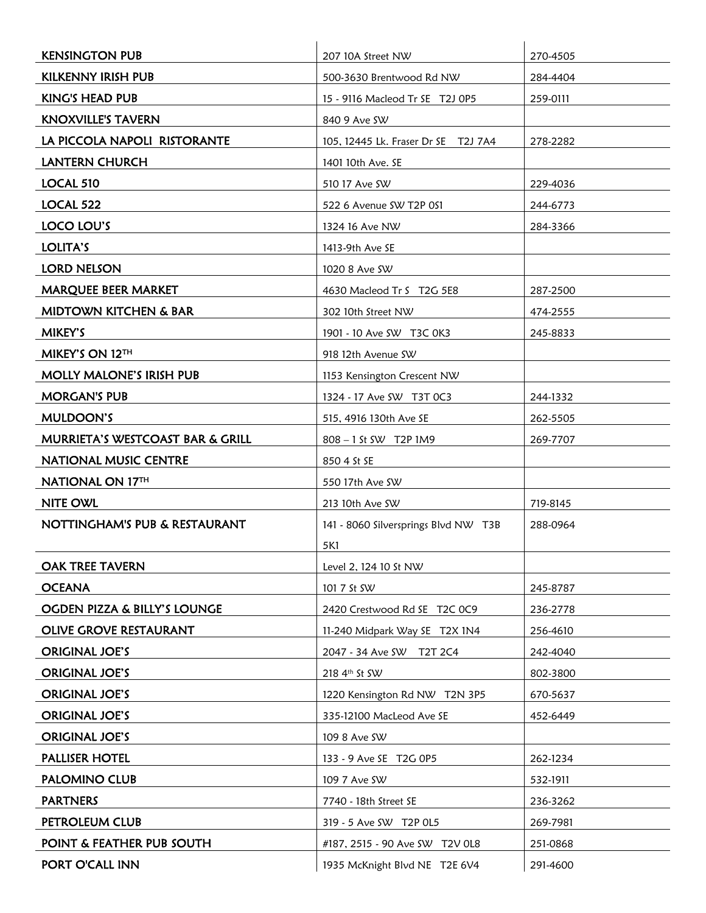| | | |
|---|---|---|
| KENSINGTON PUB | 207 10A Street NW | 270-4505 |
| KILKENNY IRISH PUB | 500-3630 Brentwood Rd NW | 284-4404 |
| KING'S HEAD PUB | 15 - 9116 Macleod Tr SE T2J 0P5 | 259-0111 |
| KNOXVILLE'S TAVERN | 840 9 Ave SW | |
| LA PICCOLA NAPOLI RISTORANTE | 105, 12445 Lk. Fraser Dr SE T2J 7A4 | 278-2282 |
| LANTERN CHURCH | 1401 10th Ave. SE | |
| LOCAL 510 | 510 17 Ave SW | 229-4036 |
| LOCAL 522 | 522 6 Avenue SW T2P 0S1 | 244-6773 |
| LOCO LOU'S | 1324 16 Ave NW | 284-3366 |
| LOLITA'S | 1413-9th Ave SE | |
| LORD NELSON | 1020 8 Ave SW | |
| MARQUEE BEER MARKET | 4630 Macleod Tr S T2G 5E8 | 287-2500 |
| MIDTOWN KITCHEN & BAR | 302 10th Street NW | 474-2555 |
| MIKEY'S | 1901 - 10 Ave SW T3C 0K3 | 245-8833 |
| MIKEY'S ON 12TH | 918 12th Avenue SW | |
| MOLLY MALONE'S IRISH PUB | 1153 Kensington Crescent NW | |
| MORGAN'S PUB | 1324 - 17 Ave SW T3T 0C3 | 244-1332 |
| MULDOON'S | 515, 4916 130th Ave SE | 262-5505 |
| MURRIETA'S WESTCOAST BAR & GRILL | 808 – 1 St SW T2P 1M9 | 269-7707 |
| NATIONAL MUSIC CENTRE | 850 4 St SE | |
| NATIONAL ON 17TH | 550 17th Ave SW | |
| NITE OWL | 213 10th Ave SW | 719-8145 |
| NOTTINGHAM'S PUB & RESTAURANT | 141 - 8060 Silversprings Blvd NW T3B 5K1 | 288-0964 |
| OAK TREE TAVERN | Level 2, 124 10 St NW | |
| OCEANA | 101 7 St SW | 245-8787 |
| OGDEN PIZZA & BILLY'S LOUNGE | 2420 Crestwood Rd SE T2C 0C9 | 236-2778 |
| OLIVE GROVE RESTAURANT | 11-240 Midpark Way SE T2X 1N4 | 256-4610 |
| ORIGINAL JOE'S | 2047 - 34 Ave SW T2T 2C4 | 242-4040 |
| ORIGINAL JOE'S | 218 4th St SW | 802-3800 |
| ORIGINAL JOE'S | 1220 Kensington Rd NW T2N 3P5 | 670-5637 |
| ORIGINAL JOE'S | 335-12100 MacLeod Ave SE | 452-6449 |
| ORIGINAL JOE'S | 109 8 Ave SW | |
| PALLISER HOTEL | 133 - 9 Ave SE T2G 0P5 | 262-1234 |
| PALOMINO CLUB | 109 7 Ave SW | 532-1911 |
| PARTNERS | 7740 - 18th Street SE | 236-3262 |
| PETROLEUM CLUB | 319 - 5 Ave SW T2P 0L5 | 269-7981 |
| POINT & FEATHER PUB SOUTH | #187, 2515 - 90 Ave SW T2V 0L8 | 251-0868 |
| PORT O'CALL INN | 1935 McKnight Blvd NE T2E 6V4 | 291-4600 |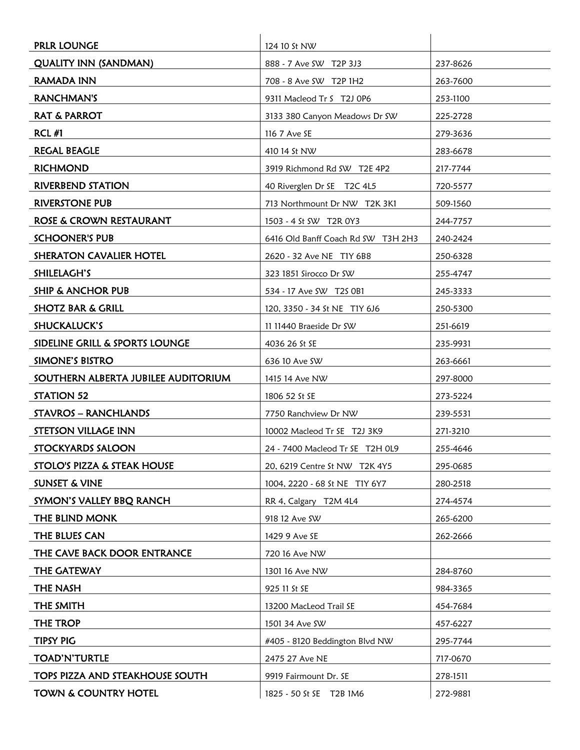| | | |
|---|---|---|
| **PRLR LOUNGE** | 124 10 St NW | |
| **QUALITY INN (SANDMAN)** | 888 - 7 Ave SW T2P 3J3 | 237-8626 |
| **RAMADA INN** | 708 - 8 Ave SW T2P 1H2 | 263-7600 |
| **RANCHMAN'S** | 9311 Macleod Tr S T2J 0P6 | 253-1100 |
| **RAT & PARROT** | 3133 380 Canyon Meadows Dr SW | 225-2728 |
| **RCL #1** | 116 7 Ave SE | 279-3636 |
| **REGAL BEAGLE** | 410 14 St NW | 283-6678 |
| **RICHMOND** | 3919 Richmond Rd SW T2E 4P2 | 217-7744 |
| **RIVERBEND STATION** | 40 Riverglen Dr SE T2C 4L5 | 720-5577 |
| **RIVERSTONE PUB** | 713 Northmount Dr NW T2K 3K1 | 509-1560 |
| **ROSE & CROWN RESTAURANT** | 1503 - 4 St SW T2R 0Y3 | 244-7757 |
| **SCHOONER'S PUB** | 6416 Old Banff Coach Rd SW T3H 2H3 | 240-2424 |
| **SHERATON CAVALIER HOTEL** | 2620 - 32 Ave NE T1Y 6B8 | 250-6328 |
| **SHILELAGH'S** | 323 1851 Sirocco Dr SW | 255-4747 |
| **SHIP & ANCHOR PUB** | 534 - 17 Ave SW T2S 0B1 | 245-3333 |
| **SHOTZ BAR & GRILL** | 120, 3350 - 34 St NE T1Y 6J6 | 250-5300 |
| **SHUCKALUCK'S** | 11 11440 Braeside Dr SW | 251-6619 |
| **SIDELINE GRILL & SPORTS LOUNGE** | 4036 26 St SE | 235-9931 |
| **SIMONE'S BISTRO** | 636 10 Ave SW | 263-6661 |
| **SOUTHERN ALBERTA JUBILEE AUDITORIUM** | 1415 14 Ave NW | 297-8000 |
| **STATION 52** | 1806 52 St SE | 273-5224 |
| **STAVROS – RANCHLANDS** | 7750 Ranchview Dr NW | 239-5531 |
| **STETSON VILLAGE INN** | 10002 Macleod Tr SE T2J 3K9 | 271-3210 |
| **STOCKYARDS SALOON** | 24 - 7400 Macleod Tr SE T2H 0L9 | 255-4646 |
| **STOLO'S PIZZA & STEAK HOUSE** | 20, 6219 Centre St NW T2K 4Y5 | 295-0685 |
| **SUNSET & VINE** | 1004, 2220 - 68 St NE T1Y 6Y7 | 280-2518 |
| **SYMON'S VALLEY BBQ RANCH** | RR 4, Calgary T2M 4L4 | 274-4574 |
| **THE BLIND MONK** | 918 12 Ave SW | 265-6200 |
| **THE BLUES CAN** | 1429 9 Ave SE | 262-2666 |
| **THE CAVE BACK DOOR ENTRANCE** | 720 16 Ave NW | |
| **THE GATEWAY** | 1301 16 Ave NW | 284-8760 |
| **THE NASH** | 925 11 St SE | 984-3365 |
| **THE SMITH** | 13200 MacLeod Trail SE | 454-7684 |
| **THE TROP** | 1501 34 Ave SW | 457-6227 |
| **TIPSY PIG** | #405 - 8120 Beddington Blvd NW | 295-7744 |
| **TOAD'N'TURTLE** | 2475 27 Ave NE | 717-0670 |
| **TOPS PIZZA AND STEAKHOUSE SOUTH** | 9919 Fairmount Dr. SE | 278-1511 |
| **TOWN & COUNTRY HOTEL** | 1825 - 50 St SE T2B 1M6 | 272-9881 |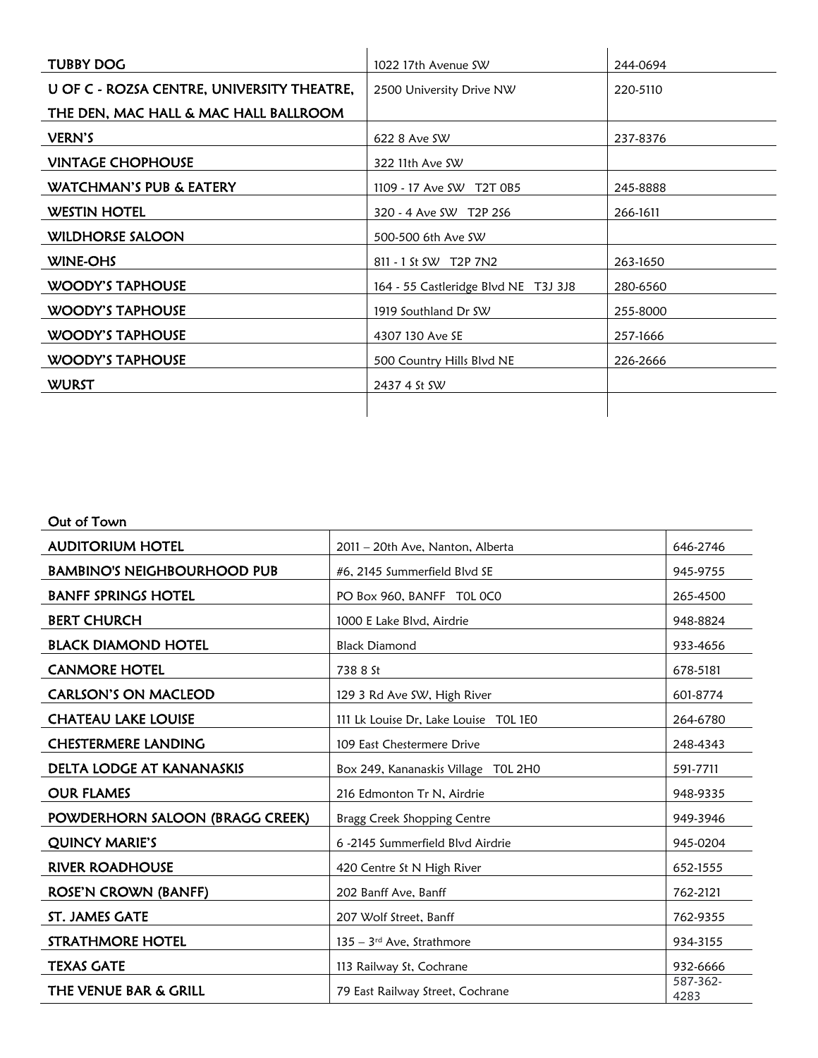| | | |
|---|---|---|
| TUBBY DOG | 1022 17th Avenue SW | 244-0694 |
| U OF C - ROZSA CENTRE, UNIVERSITY THEATRE, THE DEN, MAC HALL & MAC HALL BALLROOM | 2500 University Drive NW | 220-5110 |
| VERN'S | 622 8 Ave SW | 237-8376 |
| VINTAGE CHOPHOUSE | 322 11th Ave SW | |
| WATCHMAN'S PUB & EATERY | 1109 - 17 Ave SW T2T 0B5 | 245-8888 |
| WESTIN HOTEL | 320 - 4 Ave SW T2P 2S6 | 266-1611 |
| WILDHORSE SALOON | 500-500 6th Ave SW | |
| WINE-OHS | 811 - 1 St SW T2P 7N2 | 263-1650 |
| WOODY'S TAPHOUSE | 164 - 55 Castleridge Blvd NE T3J 3J8 | 280-6560 |
| WOODY'S TAPHOUSE | 1919 Southland Dr SW | 255-8000 |
| WOODY'S TAPHOUSE | 4307 130 Ave SE | 257-1666 |
| WOODY'S TAPHOUSE | 500 Country Hills Blvd NE | 226-2666 |
| WURST | 2437 4 St SW | |
| | | |

Out of Town

| | | |
|---|---|---|
| AUDITORIUM HOTEL | 2011 – 20th Ave, Nanton, Alberta | 646-2746 |
| BAMBINO'S NEIGHBOURHOOD PUB | #6, 2145 Summerfield Blvd SE | 945-9755 |
| BANFF SPRINGS HOTEL | PO Box 960, BANFF T0L 0C0 | 265-4500 |
| BERT CHURCH | 1000 E Lake Blvd, Airdrie | 948-8824 |
| BLACK DIAMOND HOTEL | Black Diamond | 933-4656 |
| CANMORE HOTEL | 738 8 St | 678-5181 |
| CARLSON'S ON MACLEOD | 129 3 Rd Ave SW, High River | 601-8774 |
| CHATEAU LAKE LOUISE | 111 Lk Louise Dr, Lake Louise T0L 1E0 | 264-6780 |
| CHESTERMERE LANDING | 109 East Chestermere Drive | 248-4343 |
| DELTA LODGE AT KANANASKIS | Box 249, Kananaskis Village T0L 2H0 | 591-7711 |
| OUR FLAMES | 216 Edmonton Tr N, Airdrie | 948-9335 |
| POWDERHORN SALOON (BRAGG CREEK) | Bragg Creek Shopping Centre | 949-3946 |
| QUINCY MARIE'S | 6 -2145 Summerfield Blvd Airdrie | 945-0204 |
| RIVER ROADHOUSE | 420 Centre St N High River | 652-1555 |
| ROSE'N CROWN (BANFF) | 202 Banff Ave, Banff | 762-2121 |
| ST. JAMES GATE | 207 Wolf Street, Banff | 762-9355 |
| STRATHMORE HOTEL | 135 – 3rd Ave, Strathmore | 934-3155 |
| TEXAS GATE | 113 Railway St, Cochrane | 932-6666 |
| THE VENUE BAR & GRILL | 79 East Railway Street, Cochrane | 587-362-4283 |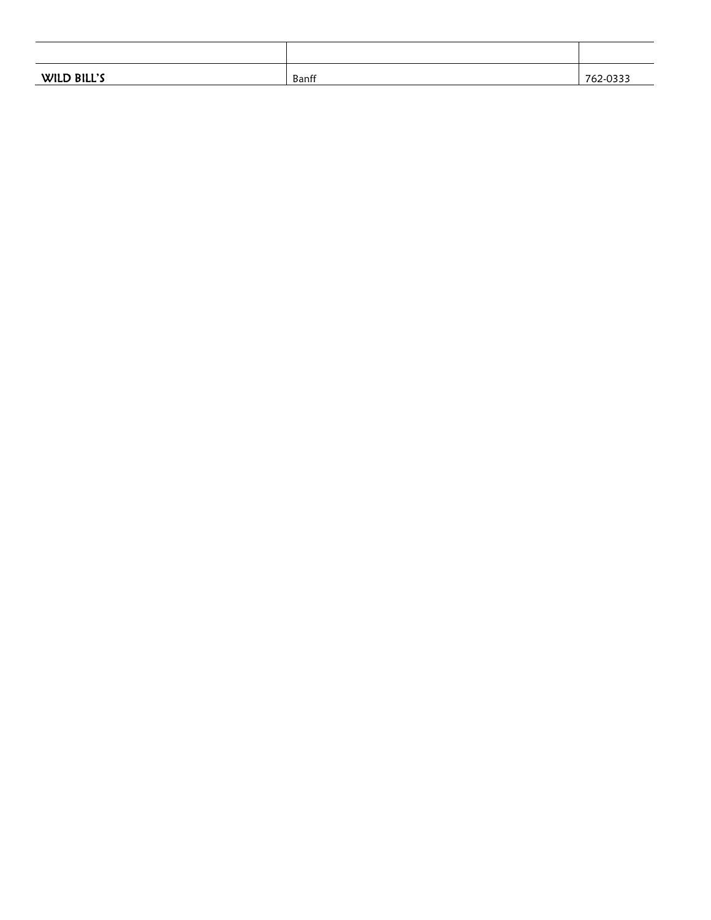| | | |
|---|---|---|
| **WILD BILL'S** | Banff | 762-0333 |